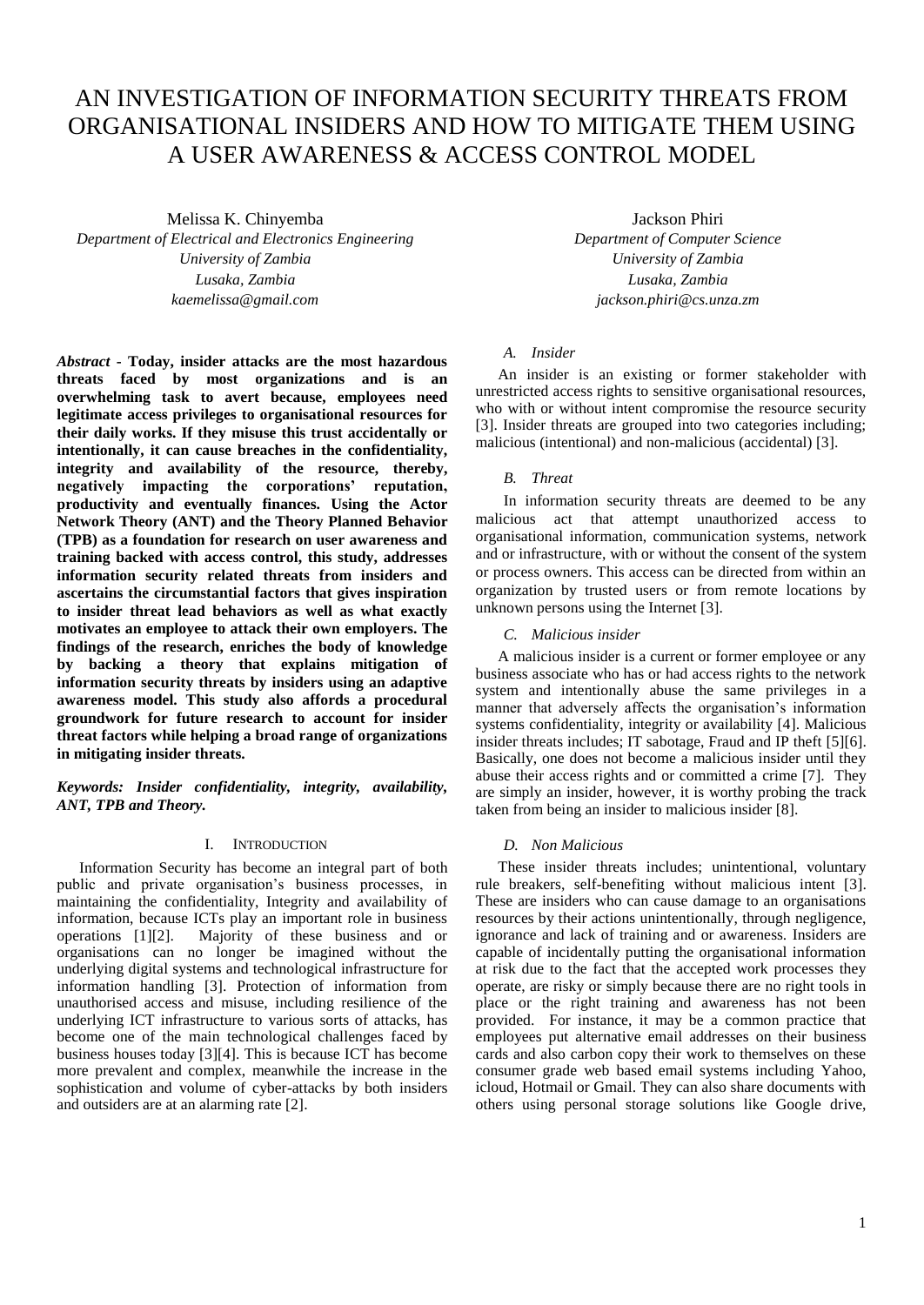# AN INVESTIGATION OF INFORMATION SECURITY THREATS FROM ORGANISATIONAL INSIDERS AND HOW TO MITIGATE THEM USING A USER AWARENESS & ACCESS CONTROL MODEL

Melissa K. Chinyemba
*Department of Electrical and Electronics Engineering*
*University of Zambia*
*Lusaka, Zambia*
*kaemelissa@gmail.com*

Jackson Phiri
*Department of Computer Science*
*University of Zambia*
*Lusaka, Zambia*
*jackson.phiri@cs.unza.zm*

***Abstract* - Today, insider attacks are the most hazardous threats faced by most organizations and is an overwhelming task to avert because, employees need legitimate access privileges to organisational resources for their daily works. If they misuse this trust accidentally or intentionally, it can cause breaches in the confidentiality, integrity and availability of the resource, thereby, negatively impacting the corporations' reputation, productivity and eventually finances. Using the Actor Network Theory (ANT) and the Theory Planned Behavior (TPB) as a foundation for research on user awareness and training backed with access control, this study, addresses information security related threats from insiders and ascertains the circumstantial factors that gives inspiration to insider threat lead behaviors as well as what exactly motivates an employee to attack their own employers. The findings of the research, enriches the body of knowledge by backing a theory that explains mitigation of information security threats by insiders using an adaptive awareness model. This study also affords a procedural groundwork for future research to account for insider threat factors while helping a broad range of organizations in mitigating insider threats.**

***Keywords: Insider confidentiality, integrity, availability, ANT, TPB and Theory.***

## I. INTRODUCTION

Information Security has become an integral part of both public and private organisation's business processes, in maintaining the confidentiality, Integrity and availability of information, because ICTs play an important role in business operations [1][2]. Majority of these business and or organisations can no longer be imagined without the underlying digital systems and technological infrastructure for information handling [3]. Protection of information from unauthorised access and misuse, including resilience of the underlying ICT infrastructure to various sorts of attacks, has become one of the main technological challenges faced by business houses today [3][4]. This is because ICT has become more prevalent and complex, meanwhile the increase in the sophistication and volume of cyber-attacks by both insiders and outsiders are at an alarming rate [2].

### *A. Insider*

An insider is an existing or former stakeholder with unrestricted access rights to sensitive organisational resources, who with or without intent compromise the resource security [3]. Insider threats are grouped into two categories including; malicious (intentional) and non-malicious (accidental) [3].

### *B. Threat*

In information security threats are deemed to be any malicious act that attempt unauthorized access to organisational information, communication systems, network and or infrastructure, with or without the consent of the system or process owners. This access can be directed from within an organization by trusted users or from remote locations by unknown persons using the Internet [3].

### *C. Malicious insider*

A malicious insider is a current or former employee or any business associate who has or had access rights to the network system and intentionally abuse the same privileges in a manner that adversely affects the organisation's information systems confidentiality, integrity or availability [4]. Malicious insider threats includes; IT sabotage, Fraud and IP theft [5][6]. Basically, one does not become a malicious insider until they abuse their access rights and or committed a crime [7]. They are simply an insider, however, it is worthy probing the track taken from being an insider to malicious insider [8].

### *D. Non Malicious*

These insider threats includes; unintentional, voluntary rule breakers, self-benefiting without malicious intent [3]. These are insiders who can cause damage to an organisations resources by their actions unintentionally, through negligence, ignorance and lack of training and or awareness. Insiders are capable of incidentally putting the organisational information at risk due to the fact that the accepted work processes they operate, are risky or simply because there are no right tools in place or the right training and awareness has not been provided. For instance, it may be a common practice that employees put alternative email addresses on their business cards and also carbon copy their work to themselves on these consumer grade web based email systems including Yahoo, icloud, Hotmail or Gmail. They can also share documents with others using personal storage solutions like Google drive,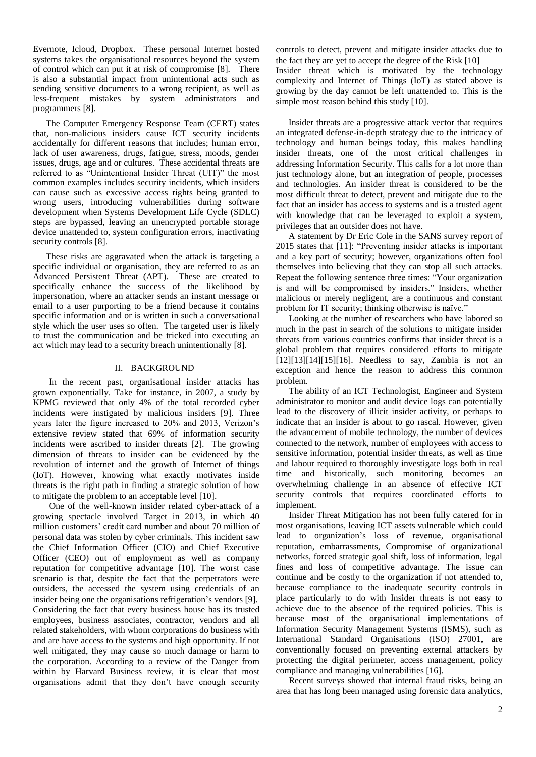Evernote, Icloud, Dropbox. These personal Internet hosted systems takes the organisational resources beyond the system of control which can put it at risk of compromise [8]. There is also a substantial impact from unintentional acts such as sending sensitive documents to a wrong recipient, as well as less-frequent mistakes by system administrators and programmers [8].

The Computer Emergency Response Team (CERT) states that, non-malicious insiders cause ICT security incidents accidentally for different reasons that includes; human error, lack of user awareness, drugs, fatigue, stress, moods, gender issues, drugs, age and or cultures. These accidental threats are referred to as "Unintentional Insider Threat (UIT)" the most common examples includes security incidents, which insiders can cause such as excessive access rights being granted to wrong users, introducing vulnerabilities during software development when Systems Development Life Cycle (SDLC) steps are bypassed, leaving an unencrypted portable storage device unattended to, system configuration errors, inactivating security controls [8].

These risks are aggravated when the attack is targeting a specific individual or organisation, they are referred to as an Advanced Persistent Threat (APT). These are created to specifically enhance the success of the likelihood by impersonation, where an attacker sends an instant message or email to a user purporting to be a friend because it contains specific information and or is written in such a conversational style which the user uses so often. The targeted user is likely to trust the communication and be tricked into executing an act which may lead to a security breach unintentionally [8].

## II. BACKGROUND

In the recent past, organisational insider attacks has grown exponentially. Take for instance, in 2007, a study by KPMG reviewed that only 4% of the total recorded cyber incidents were instigated by malicious insiders [9]. Three years later the figure increased to 20% and 2013, Verizon's extensive review stated that 69% of information security incidents were ascribed to insider threats [2]. The growing dimension of threats to insider can be evidenced by the revolution of internet and the growth of Internet of things (IoT). However, knowing what exactly motivates inside threats is the right path in finding a strategic solution of how to mitigate the problem to an acceptable level [10].

One of the well-known insider related cyber-attack of a growing spectacle involved Target in 2013, in which 40 million customers' credit card number and about 70 million of personal data was stolen by cyber criminals. This incident saw the Chief Information Officer (CIO) and Chief Executive Officer (CEO) out of employment as well as company reputation for competitive advantage [10]. The worst case scenario is that, despite the fact that the perpetrators were outsiders, the accessed the system using credentials of an insider being one the organisations refrigeration's vendors [9]. Considering the fact that every business house has its trusted employees, business associates, contractor, vendors and all related stakeholders, with whom corporations do business with and are have access to the systems and high opportunity. If not well mitigated, they may cause so much damage or harm to the corporation. According to a review of the Danger from within by Harvard Business review, it is clear that most organisations admit that they don't have enough security controls to detect, prevent and mitigate insider attacks due to the fact they are yet to accept the degree of the Risk [10]

Insider threat which is motivated by the technology complexity and Internet of Things (IoT) as stated above is growing by the day cannot be left unattended to. This is the simple most reason behind this study [10].

Insider threats are a progressive attack vector that requires an integrated defense-in-depth strategy due to the intricacy of technology and human beings today, this makes handling insider threats, one of the most critical challenges in addressing Information Security. This calls for a lot more than just technology alone, but an integration of people, processes and technologies. An insider threat is considered to be the most difficult threat to detect, prevent and mitigate due to the fact that an insider has access to systems and is a trusted agent with knowledge that can be leveraged to exploit a system, privileges that an outsider does not have.

A statement by Dr Eric Cole in the SANS survey report of 2015 states that [11]: "Preventing insider attacks is important and a key part of security; however, organizations often fool themselves into believing that they can stop all such attacks. Repeat the following sentence three times: "Your organization is and will be compromised by insiders." Insiders, whether malicious or merely negligent, are a continuous and constant problem for IT security; thinking otherwise is naïve."

Looking at the number of researchers who have labored so much in the past in search of the solutions to mitigate insider threats from various countries confirms that insider threat is a global problem that requires considered efforts to mitigate [12][13][14][15][16]. Needless to say, Zambia is not an exception and hence the reason to address this common problem.

The ability of an ICT Technologist, Engineer and System administrator to monitor and audit device logs can potentially lead to the discovery of illicit insider activity, or perhaps to indicate that an insider is about to go rascal. However, given the advancement of mobile technology, the number of devices connected to the network, number of employees with access to sensitive information, potential insider threats, as well as time and labour required to thoroughly investigate logs both in real time and historically, such monitoring becomes an overwhelming challenge in an absence of effective ICT security controls that requires coordinated efforts to implement.

Insider Threat Mitigation has not been fully catered for in most organisations, leaving ICT assets vulnerable which could lead to organization's loss of revenue, organisational reputation, embarrassments, Compromise of organizational networks, forced strategic goal shift, loss of information, legal fines and loss of competitive advantage. The issue can continue and be costly to the organization if not attended to, because compliance to the inadequate security controls in place particularly to do with Insider threats is not easy to achieve due to the absence of the required policies. This is because most of the organisational implementations of Information Security Management Systems (ISMS), such as International Standard Organisations (ISO) 27001, are conventionally focused on preventing external attackers by protecting the digital perimeter, access management, policy compliance and managing vulnerabilities [16].

Recent surveys showed that internal fraud risks, being an area that has long been managed using forensic data analytics,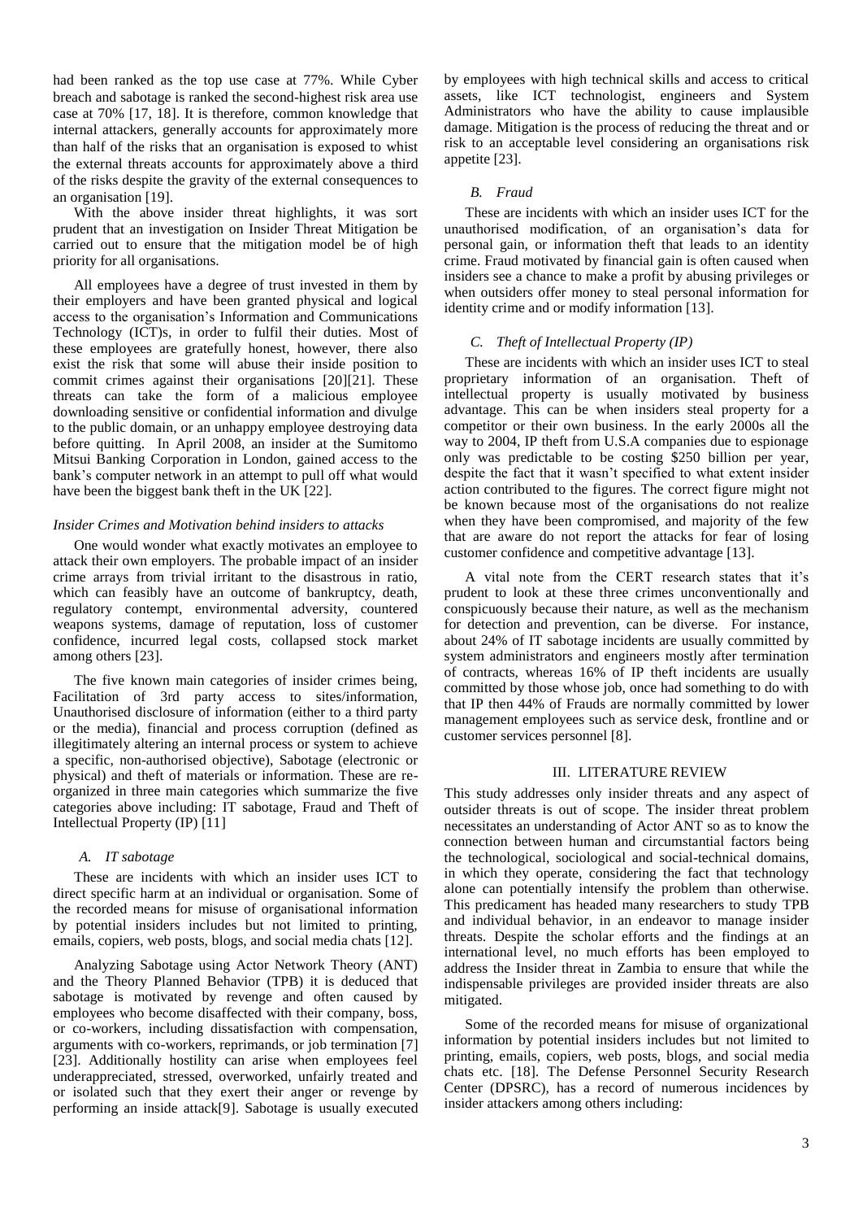had been ranked as the top use case at 77%. While Cyber breach and sabotage is ranked the second-highest risk area use case at 70% [17, 18]. It is therefore, common knowledge that internal attackers, generally accounts for approximately more than half of the risks that an organisation is exposed to whilst the external threats accounts for approximately above a third of the risks despite the gravity of the external consequences to an organisation [19].

With the above insider threat highlights, it was sort prudent that an investigation on Insider Threat Mitigation be carried out to ensure that the mitigation model be of high priority for all organisations.

All employees have a degree of trust invested in them by their employers and have been granted physical and logical access to the organisation's Information and Communications Technology (ICT)s, in order to fulfil their duties. Most of these employees are gratefully honest, however, there also exist the risk that some will abuse their inside position to commit crimes against their organisations [20][21]. These threats can take the form of a malicious employee downloading sensitive or confidential information and divulge to the public domain, or an unhappy employee destroying data before quitting. In April 2008, an insider at the Sumitomo Mitsui Banking Corporation in London, gained access to the bank's computer network in an attempt to pull off what would have been the biggest bank theft in the UK [22].

*Insider Crimes and Motivation behind insiders to attacks*

One would wonder what exactly motivates an employee to attack their own employers. The probable impact of an insider crime arrays from trivial irritant to the disastrous in ratio, which can feasibly have an outcome of bankruptcy, death, regulatory contempt, environmental adversity, countered weapons systems, damage of reputation, loss of customer confidence, incurred legal costs, collapsed stock market among others [23].

The five known main categories of insider crimes being, Facilitation of 3rd party access to sites/information, Unauthorised disclosure of information (either to a third party or the media), financial and process corruption (defined as illegitimately altering an internal process or system to achieve a specific, non-authorised objective), Sabotage (electronic or physical) and theft of materials or information. These are re-organized in three main categories which summarize the five categories above including: IT sabotage, Fraud and Theft of Intellectual Property (IP) [11]

### *A. IT sabotage*

These are incidents with which an insider uses ICT to direct specific harm at an individual or organisation. Some of the recorded means for misuse of organisational information by potential insiders includes but not limited to printing, emails, copiers, web posts, blogs, and social media chats [12].

Analyzing Sabotage using Actor Network Theory (ANT) and the Theory Planned Behavior (TPB) it is deduced that sabotage is motivated by revenge and often caused by employees who become disaffected with their company, boss, or co-workers, including dissatisfaction with compensation, arguments with co-workers, reprimands, or job termination [7] [23]. Additionally hostility can arise when employees feel underappreciated, stressed, overworked, unfairly treated and or isolated such that they exert their anger or revenge by performing an inside attack[9]. Sabotage is usually executed by employees with high technical skills and access to critical assets, like ICT technologist, engineers and System Administrators who have the ability to cause implausible damage. Mitigation is the process of reducing the threat and or risk to an acceptable level considering an organisations risk appetite [23].

### *B. Fraud*

These are incidents with which an insider uses ICT for the unauthorised modification, of an organisation's data for personal gain, or information theft that leads to an identity crime. Fraud motivated by financial gain is often caused when insiders see a chance to make a profit by abusing privileges or when outsiders offer money to steal personal information for identity crime and or modify information [13].

### *C. Theft of Intellectual Property (IP)*

These are incidents with which an insider uses ICT to steal proprietary information of an organisation. Theft of intellectual property is usually motivated by business advantage. This can be when insiders steal property for a competitor or their own business. In the early 2000s all the way to 2004, IP theft from U.S.A companies due to espionage only was predictable to be costing $250 billion per year, despite the fact that it wasn't specified to what extent insider action contributed to the figures. The correct figure might not be known because most of the organisations do not realize when they have been compromised, and majority of the few that are aware do not report the attacks for fear of losing customer confidence and competitive advantage [13].

A vital note from the CERT research states that it's prudent to look at these three crimes unconventionally and conspicuously because their nature, as well as the mechanism for detection and prevention, can be diverse. For instance, about 24% of IT sabotage incidents are usually committed by system administrators and engineers mostly after termination of contracts, whereas 16% of IP theft incidents are usually committed by those whose job, once had something to do with that IP then 44% of Frauds are normally committed by lower management employees such as service desk, frontline and or customer services personnel [8].

## III. LITERATURE REVIEW

This study addresses only insider threats and any aspect of outsider threats is out of scope. The insider threat problem necessitates an understanding of Actor ANT so as to know the connection between human and circumstantial factors being the technological, sociological and social-technical domains, in which they operate, considering the fact that technology alone can potentially intensify the problem than otherwise. This predicament has headed many researchers to study TPB and individual behavior, in an endeavor to manage insider threats. Despite the scholar efforts and the findings at an international level, no much efforts has been employed to address the Insider threat in Zambia to ensure that while the indispensable privileges are provided insider threats are also mitigated.

Some of the recorded means for misuse of organizational information by potential insiders includes but not limited to printing, emails, copiers, web posts, blogs, and social media chats etc. [18]. The Defense Personnel Security Research Center (DPSRC), has a record of numerous incidences by insider attackers among others including: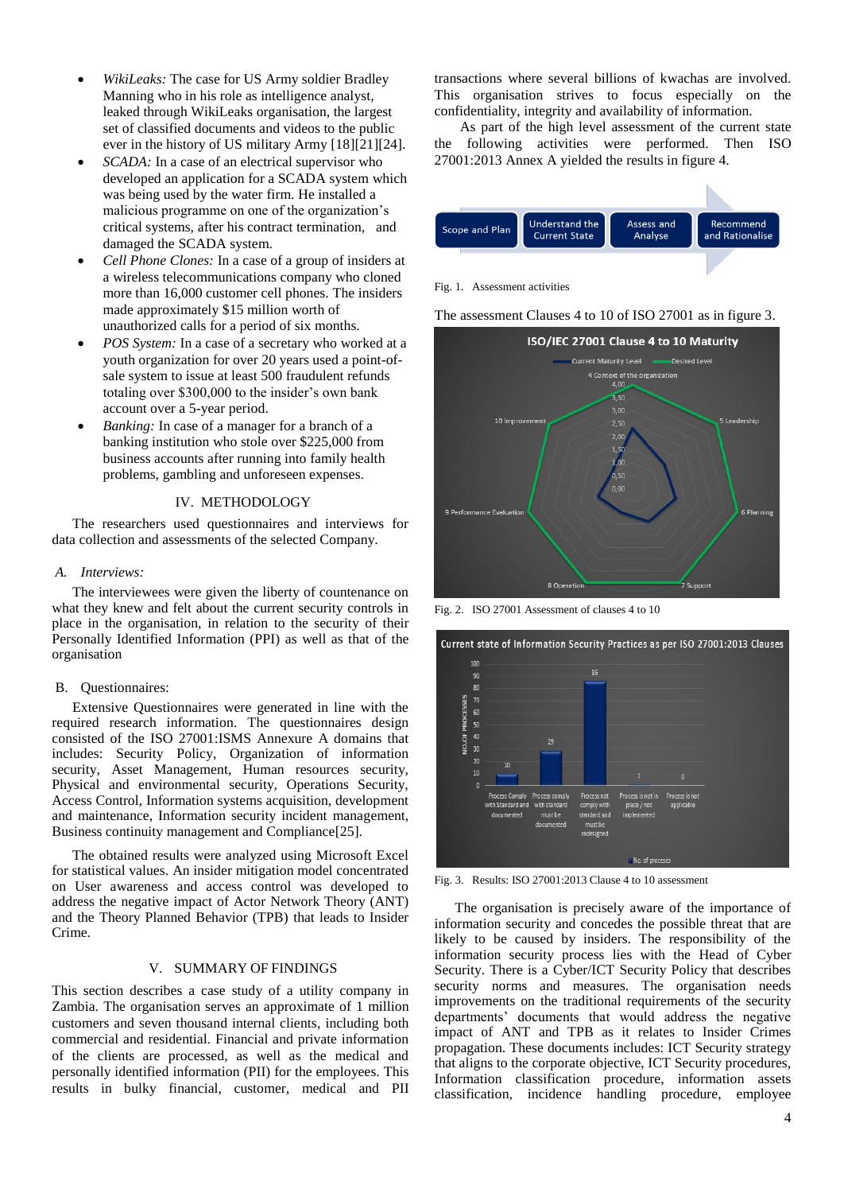- *WikiLeaks:* The case for US Army soldier Bradley Manning who in his role as intelligence analyst, leaked through WikiLeaks organisation, the largest set of classified documents and videos to the public ever in the history of US military Army [18][21][24].
- *SCADA:* In a case of an electrical supervisor who developed an application for a SCADA system which was being used by the water firm. He installed a malicious programme on one of the organization's critical systems, after his contract termination, and damaged the SCADA system.
- *Cell Phone Clones:* In a case of a group of insiders at a wireless telecommunications company who cloned more than 16,000 customer cell phones. The insiders made approximately $15 million worth of unauthorized calls for a period of six months.
- *POS System:* In a case of a secretary who worked at a youth organization for over 20 years used a point-of-sale system to issue at least 500 fraudulent refunds totaling over $300,000 to the insider's own bank account over a 5-year period.
- *Banking:* In case of a manager for a branch of a banking institution who stole over $225,000 from business accounts after running into family health problems, gambling and unforeseen expenses.

## IV. METHODOLOGY

The researchers used questionnaires and interviews for data collection and assessments of the selected Company.

### A. Interviews:

The interviewees were given the liberty of countenance on what they knew and felt about the current security controls in place in the organisation, in relation to the security of their Personally Identified Information (PPI) as well as that of the organisation

### B. Questionnaires:

Extensive Questionnaires were generated in line with the required research information. The questionnaires design consisted of the ISO 27001:ISMS Annexure A domains that includes: Security Policy, Organization of information security, Asset Management, Human resources security, Physical and environmental security, Operations Security, Access Control, Information systems acquisition, development and maintenance, Information security incident management, Business continuity management and Compliance[25].

The obtained results were analyzed using Microsoft Excel for statistical values. An insider mitigation model concentrated on User awareness and access control was developed to address the negative impact of Actor Network Theory (ANT) and the Theory Planned Behavior (TPB) that leads to Insider Crime.

## V. SUMMARY OF FINDINGS

This section describes a case study of a utility company in Zambia. The organisation serves an approximate of 1 million customers and seven thousand internal clients, including both commercial and residential. Financial and private information of the clients are processed, as well as the medical and personally identified information (PII) for the employees. This results in bulky financial, customer, medical and PII transactions where several billions of kwachas are involved. This organisation strives to focus especially on the confidentiality, integrity and availability of information.

As part of the high level assessment of the current state the following activities were performed. Then ISO 27001:2013 Annex A yielded the results in figure 4.

Scope and Plan → Understand the Current State → Assess and Analyse → Recommend and Rationalise

Fig. 1. Assessment activities

The assessment Clauses 4 to 10 of ISO 27001 as in figure 3.

Fig. 2. ISO 27001 Assessment of clauses 4 to 10

Fig. 3. Results: ISO 27001:2013 Clause 4 to 10 assessment

The organisation is precisely aware of the importance of information security and concedes the possible threat that are likely to be caused by insiders. The responsibility of the information security process lies with the Head of Cyber Security. There is a Cyber/ICT Security Policy that describes security norms and measures. The organisation needs improvements on the traditional requirements of the security departments' documents that would address the negative impact of ANT and TPB as it relates to Insider Crimes propagation. These documents includes: ICT Security strategy that aligns to the corporate objective, ICT Security procedures, Information classification procedure, information assets classification, incidence handling procedure, employee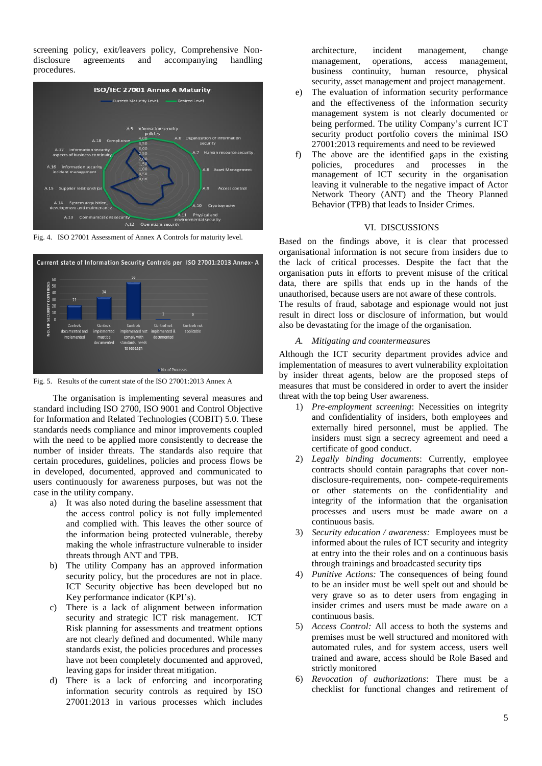screening policy, exit/leavers policy, Comprehensive Non-disclosure agreements and accompanying handling procedures.

Fig. 4. ISO 27001 Assessment of Annex A Controls for maturity level.

Fig. 5. Results of the current state of the ISO 27001:2013 Annex A

The organisation is implementing several measures and standard including ISO 2700, ISO 9001 and Control Objective for Information and Related Technologies (COBIT) 5.0. These standards needs compliance and minor improvements coupled with the need to be applied more consistently to decrease the number of insider threats. The standards also require that certain procedures, guidelines, policies and process flows be in developed, documented, approved and communicated to users continuously for awareness purposes, but was not the case in the utility company.

a) It was also noted during the baseline assessment that the access control policy is not fully implemented and complied with. This leaves the other source of the information being protected vulnerable, thereby making the whole infrastructure vulnerable to insider threats through ANT and TPB.
b) The utility Company has an approved information security policy, but the procedures are not in place. ICT Security objective has been developed but no Key performance indicator (KPI's).
c) There is a lack of alignment between information security and strategic ICT risk management. ICT Risk planning for assessments and treatment options are not clearly defined and documented. While many standards exist, the policies procedures and processes have not been completely documented and approved, leaving gaps for insider threat mitigation.
d) There is a lack of enforcing and incorporating information security controls as required by ISO 27001:2013 in various processes which includes architecture, incident management, change management, operations, access management, business continuity, human resource, physical security, asset management and project management.
e) The evaluation of information security performance and the effectiveness of the information security management system is not clearly documented or being performed. The utility Company's current ICT security product portfolio covers the minimal ISO 27001:2013 requirements and need to be reviewed
f) The above are the identified gaps in the existing policies, procedures and processes in the management of ICT security in the organisation leaving it vulnerable to the negative impact of Actor Network Theory (ANT) and the Theory Planned Behavior (TPB) that leads to Insider Crimes.

## VI. DISCUSSIONS

Based on the findings above, it is clear that processed organisational information is not secure from insiders due to the lack of critical processes. Despite the fact that the organisation puts in efforts to prevent misuse of the critical data, there are spills that ends up in the hands of the unauthorised, because users are not aware of these controls.

The results of fraud, sabotage and espionage would not just result in direct loss or disclosure of information, but would also be devastating for the image of the organisation.

### *A. Mitigating and countermeasures*

Although the ICT security department provides advice and implementation of measures to avert vulnerability exploitation by insider threat agents, below are the proposed steps of measures that must be considered in order to avert the insider threat with the top being User awareness.

1) *Pre-employment screening*: Necessities on integrity and confidentiality of insiders, both employees and externally hired personnel, must be applied. The insiders must sign a secrecy agreement and need a certificate of good conduct.
2) *Legally binding documents*: Currently, employee contracts should contain paragraphs that cover non-disclosure-requirements, non- compete-requirements or other statements on the confidentiality and integrity of the information that the organisation processes and users must be made aware on a continuous basis.
3) *Security education / awareness:* Employees must be informed about the rules of ICT security and integrity at entry into the their roles and on a continuous basis through trainings and broadcasted security tips
4) *Punitive Actions:* The consequences of being found to be an insider must be well spelt out and should be very grave so as to deter users from engaging in insider crimes and users must be made aware on a continuous basis.
5) *Access Control:* All access to both the systems and premises must be well structured and monitored with automated rules, and for system access, users well trained and aware, access should be Role Based and strictly monitored
6) *Revocation of authorizations*: There must be a checklist for functional changes and retirement of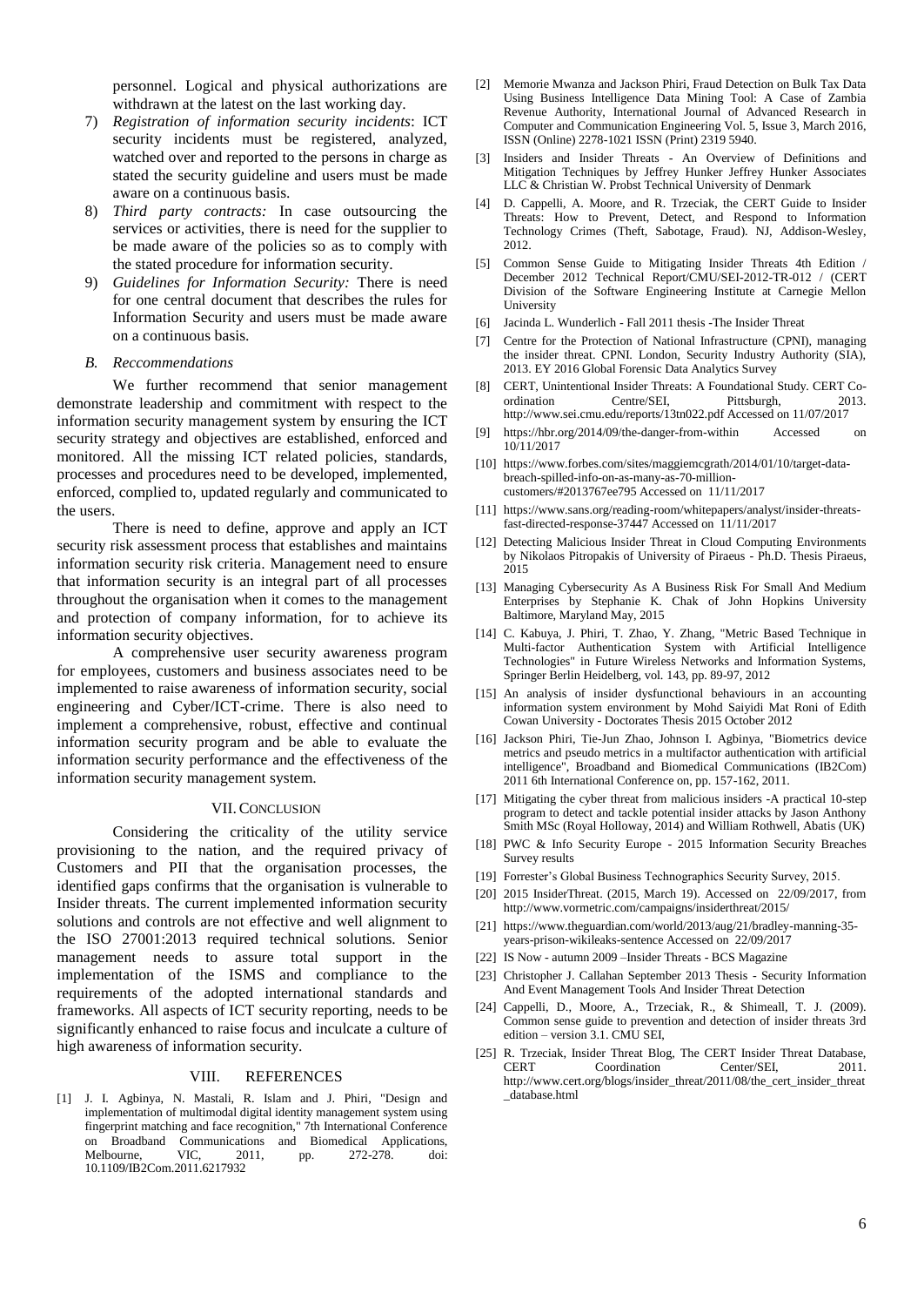personnel. Logical and physical authorizations are withdrawn at the latest on the last working day.

7) *Registration of information security incidents*: ICT security incidents must be registered, analyzed, watched over and reported to the persons in charge as stated the security guideline and users must be made aware on a continuous basis.
8) *Third party contracts:* In case outsourcing the services or activities, there is need for the supplier to be made aware of the policies so as to comply with the stated procedure for information security.
9) *Guidelines for Information Security:* There is need for one central document that describes the rules for Information Security and users must be made aware on a continuous basis.

### *B. Reccommendations*

We further recommend that senior management demonstrate leadership and commitment with respect to the information security management system by ensuring the ICT security strategy and objectives are established, enforced and monitored. All the missing ICT related policies, standards, processes and procedures need to be developed, implemented, enforced, complied to, updated regularly and communicated to the users.

There is need to define, approve and apply an ICT security risk assessment process that establishes and maintains information security risk criteria. Management need to ensure that information security is an integral part of all processes throughout the organisation when it comes to the management and protection of company information, for to achieve its information security objectives.

A comprehensive user security awareness program for employees, customers and business associates need to be implemented to raise awareness of information security, social engineering and Cyber/ICT-crime. There is also need to implement a comprehensive, robust, effective and continual information security program and be able to evaluate the information security performance and the effectiveness of the information security management system.

## VII. Conclusion

Considering the criticality of the utility service provisioning to the nation, and the required privacy of Customers and PII that the organisation processes, the identified gaps confirms that the organisation is vulnerable to Insider threats. The current implemented information security solutions and controls are not effective and well alignment to the ISO 27001:2013 required technical solutions. Senior management needs to assure total support in the implementation of the ISMS and compliance to the requirements of the adopted international standards and frameworks. All aspects of ICT security reporting, needs to be significantly enhanced to raise focus and inculcate a culture of high awareness of information security.

## VIII. References

[1] J. I. Agbinya, N. Mastali, R. Islam and J. Phiri, "Design and implementation of multimodal digital identity management system using fingerprint matching and face recognition," 7th International Conference on Broadband Communications and Biomedical Applications, Melbourne, VIC, 2011, pp. 272-278. doi: 10.1109/IB2Com.2011.6217932

[2] Memorie Mwanza and Jackson Phiri, Fraud Detection on Bulk Tax Data Using Business Intelligence Data Mining Tool: A Case of Zambia Revenue Authority, International Journal of Advanced Research in Computer and Communication Engineering Vol. 5, Issue 3, March 2016, ISSN (Online) 2278-1021 ISSN (Print) 2319 5940.

[3] Insiders and Insider Threats - An Overview of Definitions and Mitigation Techniques by Jeffrey Hunker Jeffrey Hunker Associates LLC & Christian W. Probst Technical University of Denmark

[4] D. Cappelli, A. Moore, and R. Trzeciak, the CERT Guide to Insider Threats: How to Prevent, Detect, and Respond to Information Technology Crimes (Theft, Sabotage, Fraud). NJ, Addison-Wesley, 2012.

[5] Common Sense Guide to Mitigating Insider Threats 4th Edition / December 2012 Technical Report/CMU/SEI-2012-TR-012 / (CERT Division of the Software Engineering Institute at Carnegie Mellon University

[6] Jacinda L. Wunderlich - Fall 2011 thesis -The Insider Threat

[7] Centre for the Protection of National Infrastructure (CPNI), managing the insider threat. CPNI. London, Security Industry Authority (SIA), 2013. EY 2016 Global Forensic Data Analytics Survey

[8] CERT, Unintentional Insider Threats: A Foundational Study. CERT Co-ordination Centre/SEI, Pittsburgh, 2013. http://www.sei.cmu.edu/reports/13tn022.pdf Accessed on 11/07/2017

[9] https://hbr.org/2014/09/the-danger-from-within Accessed on 10/11/2017

[10] https://www.forbes.com/sites/maggiemcgrath/2014/01/10/target-data-breach-spilled-info-on-as-many-as-70-million-customers/#2013767ee795 Accessed on 11/11/2017

[11] https://www.sans.org/reading-room/whitepapers/analyst/insider-threats-fast-directed-response-37447 Accessed on 11/11/2017

[12] Detecting Malicious Insider Threat in Cloud Computing Environments by Nikolaos Pitropakis of University of Piraeus - Ph.D. Thesis Piraeus, 2015

[13] Managing Cybersecurity As A Business Risk For Small And Medium Enterprises by Stephanie K. Chak of John Hopkins University Baltimore, Maryland May, 2015

[14] C. Kabuya, J. Phiri, T. Zhao, Y. Zhang, "Metric Based Technique in Multi-factor Authentication System with Artificial Intelligence Technologies" in Future Wireless Networks and Information Systems, Springer Berlin Heidelberg, vol. 143, pp. 89-97, 2012

[15] An analysis of insider dysfunctional behaviours in an accounting information system environment by Mohd Saiyidi Mat Roni of Edith Cowan University - Doctorates Thesis 2015 October 2012

[16] Jackson Phiri, Tie-Jun Zhao, Johnson I. Agbinya, "Biometrics device metrics and pseudo metrics in a multifactor authentication with artificial intelligence", Broadband and Biomedical Communications (IB2Com) 2011 6th International Conference on, pp. 157-162, 2011.

[17] Mitigating the cyber threat from malicious insiders -A practical 10-step program to detect and tackle potential insider attacks by Jason Anthony Smith MSc (Royal Holloway, 2014) and William Rothwell, Abatis (UK)

[18] PWC & Info Security Europe - 2015 Information Security Breaches Survey results

[19] Forrester's Global Business Technographics Security Survey, 2015.

[20] 2015 InsiderThreat. (2015, March 19). Accessed on 22/09/2017, from http://www.vormetric.com/campaigns/insiderthreat/2015/

[21] https://www.theguardian.com/world/2013/aug/21/bradley-manning-35-years-prison-wikileaks-sentence Accessed on 22/09/2017

[22] IS Now - autumn 2009 –Insider Threats - BCS Magazine

[23] Christopher J. Callahan September 2013 Thesis - Security Information And Event Management Tools And Insider Threat Detection

[24] Cappelli, D., Moore, A., Trzeciak, R., & Shimeall, T. J. (2009). Common sense guide to prevention and detection of insider threats 3rd edition – version 3.1. CMU SEI,

[25] R. Trzeciak, Insider Threat Blog, The CERT Insider Threat Database, CERT Coordination Center/SEI, 2011. http://www.cert.org/blogs/insider_threat/2011/08/the_cert_insider_threat_database.html